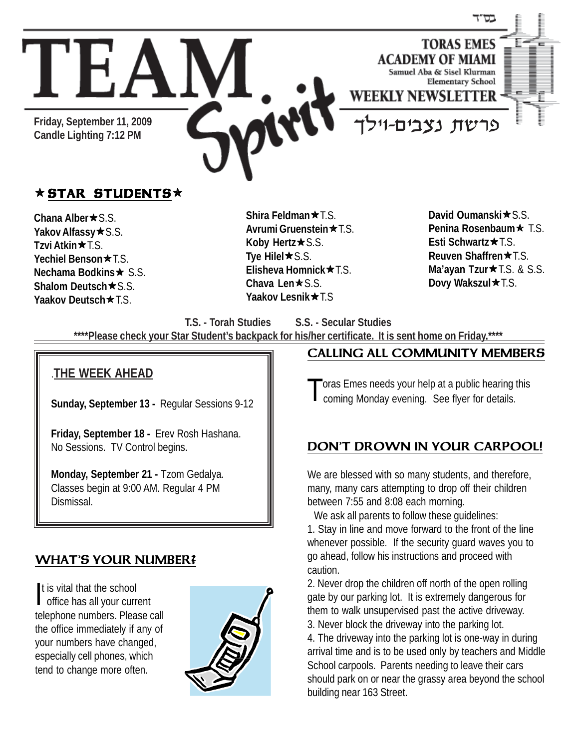בס"ד

# TEAM Spirit

**TORAS EMES ACADEMY OF MIAMI**
Samuel Aba & Sisel Klurman Elementary School
**WEEKLY NEWSLETTER**

פרשת נצבים-וילך

**Friday, September 11, 2009**
**Candle Lighting 7:12 PM**

## ★ STAR STUDENTS ★

**Chana Alber**★S.S.
**Yakov Alfassy**★S.S.
**Tzvi Atkin**★T.S.
**Yechiel Benson**★T.S.
**Nechama Bodkins**★ S.S.
**Shalom Deutsch**★S.S.
**Yaakov Deutsch**★T.S.
**Shira Feldman**★T.S.
**Avrumi Gruenstein**★T.S.
**Koby Hertz**★S.S.
**Tye Hilel**★S.S.
**Elisheva Homnick**★T.S.
**Chava Len**★S.S.
**Yaakov Lesnik**★T.S
**David Oumanski**★S.S.
**Penina Rosenbaum**★ T.S.
**Esti Schwartz**★T.S.
**Reuven Shaffren**★T.S.
**Ma'ayan Tzur**★T.S. & S.S.
**Dovy Wakszul**★T.S.

**T.S. - Torah Studies S.S. - Secular Studies**

**\*\*\*\*Please check your Star Student's backpack for his/her certificate. It is sent home on Friday.\*\*\*\***

## THE WEEK AHEAD

**Sunday, September 13 -** Regular Sessions 9-12

**Friday, September 18 -** Erev Rosh Hashana. No Sessions. TV Control begins.

**Monday, September 21 -** Tzom Gedalya. Classes begin at 9:00 AM. Regular 4 PM Dismissal.

## WHAT'S YOUR NUMBER?

It is vital that the school office has all your current telephone numbers. Please call the office immediately if any of your numbers have changed, especially cell phones, which tend to change more often.

## CALLING ALL COMMUNITY MEMBERS

Toras Emes needs your help at a public hearing this coming Monday evening. See flyer for details.

## DON'T DROWN IN YOUR CARPOOL!

We are blessed with so many students, and therefore, many, many cars attempting to drop off their children between 7:55 and 8:08 each morning.

We ask all parents to follow these guidelines:

1. Stay in line and move forward to the front of the line whenever possible. If the security guard waves you to go ahead, follow his instructions and proceed with caution.
2. Never drop the children off north of the open rolling gate by our parking lot. It is extremely dangerous for them to walk unsupervised past the active driveway.
3. Never block the driveway into the parking lot.
4. The driveway into the parking lot is one-way in during arrival time and is to be used only by teachers and Middle School carpools. Parents needing to leave their cars should park on or near the grassy area beyond the school building near 163 Street.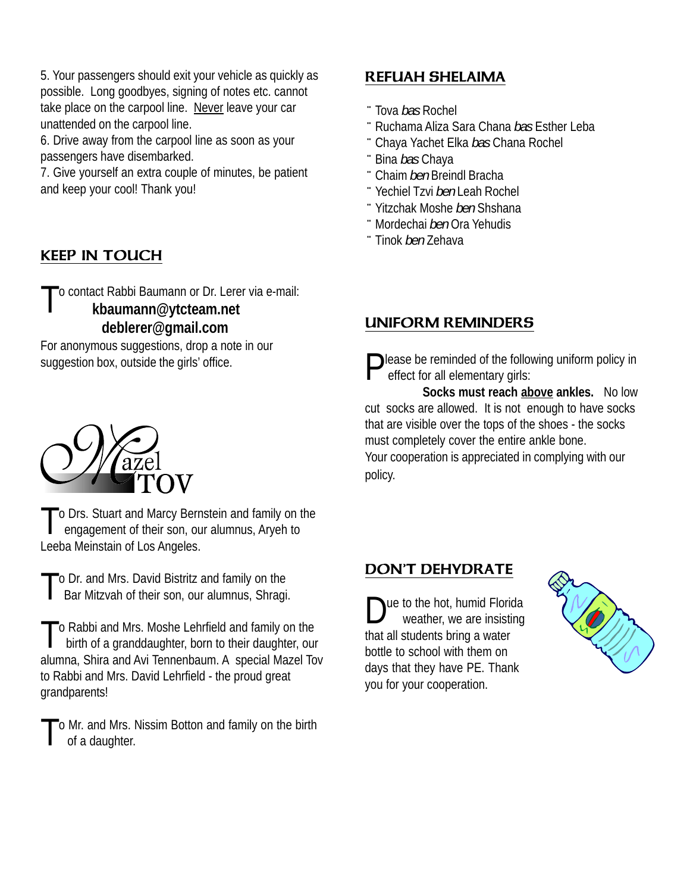5. Your passengers should exit your vehicle as quickly as possible. Long goodbyes, signing of notes etc. cannot take place on the carpool line. Never leave your car unattended on the carpool line.

6. Drive away from the carpool line as soon as your passengers have disembarked.

7. Give yourself an extra couple of minutes, be patient and keep your cool! Thank you!

## KEEP IN TOUCH

To contact Rabbi Baumann or Dr. Lerer via e-mail:

**kbaumann@ytcteam.net**

**deblerer@gmail.com**

For anonymous suggestions, drop a note in our suggestion box, outside the girls' office.

## Mazel TOV

To Drs. Stuart and Marcy Bernstein and family on the engagement of their son, our alumnus, Aryeh to Leeba Meinstain of Los Angeles.

To Dr. and Mrs. David Bistritz and family on the Bar Mitzvah of their son, our alumnus, Shragi.

To Rabbi and Mrs. Moshe Lehrfield and family on the birth of a granddaughter, born to their daughter, our alumna, Shira and Avi Tennenbaum. A special Mazel Tov to Rabbi and Mrs. David Lehrfield - the proud great grandparents!

To Mr. and Mrs. Nissim Botton and family on the birth of a daughter.

## REFUAH SHELAIMA

- Tova *bas* Rochel
- Ruchama Aliza Sara Chana *bas* Esther Leba
- Chaya Yachet Elka *bas* Chana Rochel
- Bina *bas* Chaya
- Chaim *ben* Breindl Bracha
- Yechiel Tzvi *ben* Leah Rochel
- Yitzchak Moshe *ben* Shshana
- Mordechai *ben* Ora Yehudis
- Tinok *ben* Zehava

## UNIFORM REMINDERS

Please be reminded of the following uniform policy in effect for all elementary girls:

**Socks must reach above ankles.** No low cut socks are allowed. It is not enough to have socks that are visible over the tops of the shoes - the socks must completely cover the entire ankle bone.

Your cooperation is appreciated in complying with our policy.

## DON'T DEHYDRATE

Due to the hot, humid Florida weather, we are insisting that all students bring a water bottle to school with them on days that they have PE. Thank you for your cooperation.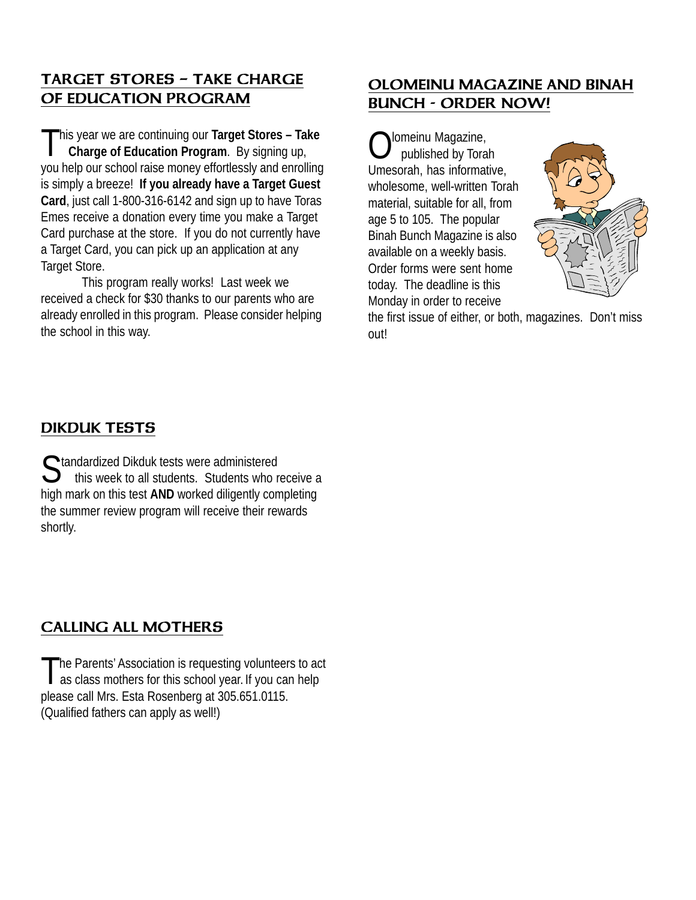## TARGET STORES – TAKE CHARGE OF EDUCATION PROGRAM

This year we are continuing our **Target Stores – Take Charge of Education Program**. By signing up, you help our school raise money effortlessly and enrolling is simply a breeze! **If you already have a Target Guest Card**, just call 1-800-316-6142 and sign up to have Toras Emes receive a donation every time you make a Target Card purchase at the store. If you do not currently have a Target Card, you can pick up an application at any Target Store.

This program really works! Last week we received a check for $30 thanks to our parents who are already enrolled in this program. Please consider helping the school in this way.

## OLOMEINU MAGAZINE AND BINAH BUNCH - ORDER NOW!

Olomeinu Magazine, published by Torah Umesorah, has informative, wholesome, well-written Torah material, suitable for all, from age 5 to 105. The popular Binah Bunch Magazine is also available on a weekly basis. Order forms were sent home today. The deadline is this Monday in order to receive the first issue of either, or both, magazines. Don't miss out!

## DIKDUK TESTS

Standardized Dikduk tests were administered this week to all students. Students who receive a high mark on this test **AND** worked diligently completing the summer review program will receive their rewards shortly.

## CALLING ALL MOTHERS

The Parents' Association is requesting volunteers to act as class mothers for this school year. If you can help please call Mrs. Esta Rosenberg at 305.651.0115. (Qualified fathers can apply as well!)